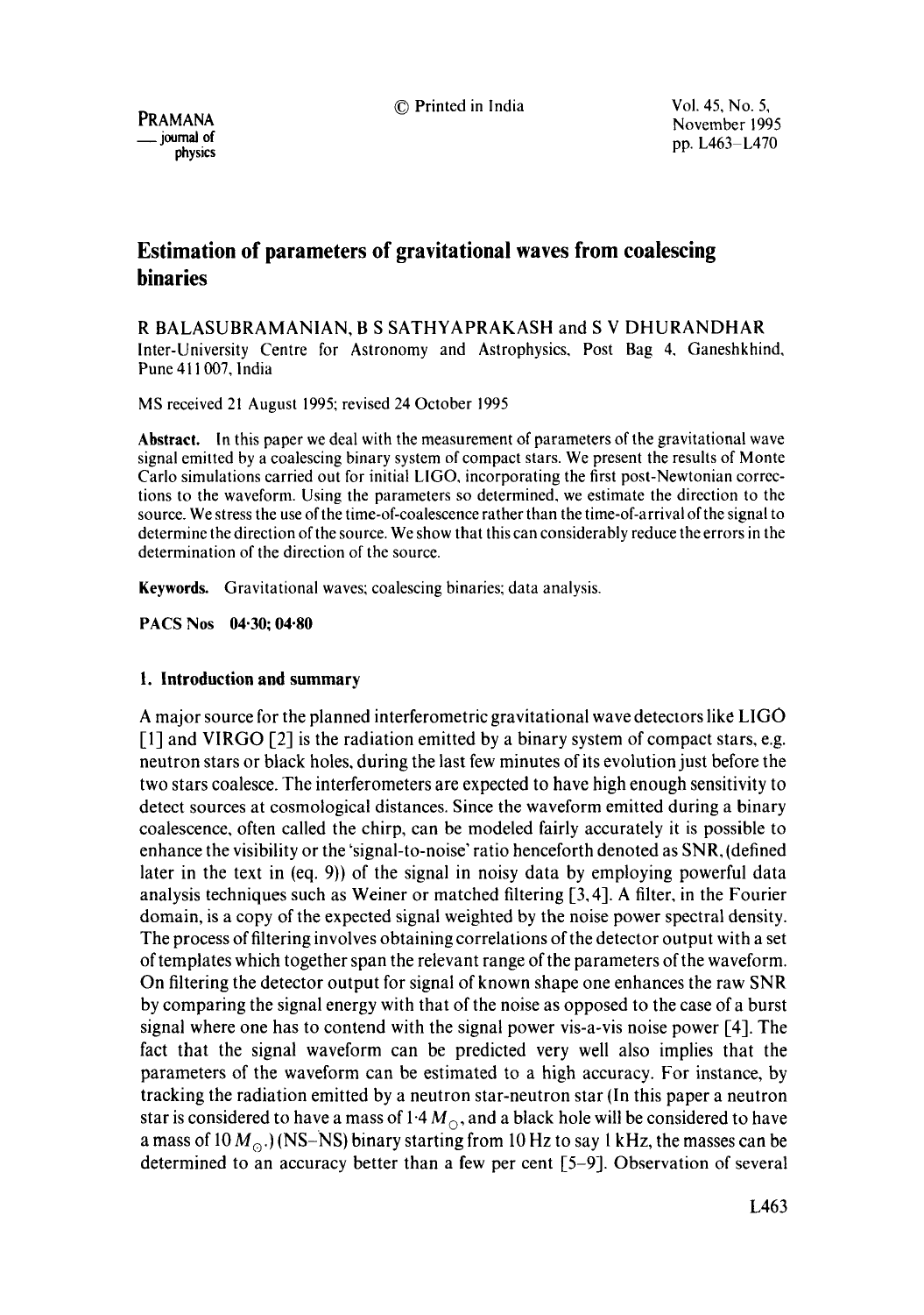# Estimation of parameters of gravitational waves from coalescing binaries

R BALASUBRAMANIAN, B S SATHYAPRAKASH and S V DHURANDHAR

Inter-University Centre for Astronomy and Astrophysics, Post Bag 4, Ganeshkhind, Pune 411 007, India

MS received 21 August 1995; revised 24 October 1995

**Abstract.** In this paper we deal with the measurement of parameters of the gravitational wave signal emitted by a coalescing binary system of compact stars. We present the results of Monte Carlo simulations carried out for initial LIGO, incorporating the first post-Newtonian corrections to the waveform. Using the parameters so determined, we estimate the direction to the source. We stress the use of the time-of-coalescence rather than the time-of-arrival of the signal to determine the direction of the source. We show that this can considerably reduce the errors in the determination of the direction of the source.

**Keywords.** Gravitational waves; coalescing binaries; data analysis.

**PACS Nos** 04·30; 04·80

## 1. Introduction and summary

A major source for the planned interferometric gravitational wave detectors like LIGO [1] and VIRGO [2] is the radiation emitted by a binary system of compact stars, e.g. neutron stars or black holes, during the last few minutes of its evolution just before the two stars coalesce. The interferometers are expected to have high enough sensitivity to detect sources at cosmological distances. Since the waveform emitted during a binary coalescence, often called the chirp, can be modeled fairly accurately it is possible to enhance the visibility or the 'signal-to-noise' ratio henceforth denoted as SNR, (defined later in the text in (eq. 9)) of the signal in noisy data by employing powerful data analysis techniques such as Weiner or matched filtering [3, 4]. A filter, in the Fourier domain, is a copy of the expected signal weighted by the noise power spectral density. The process of filtering involves obtaining correlations of the detector output with a set of templates which together span the relevant range of the parameters of the waveform. On filtering the detector output for signal of known shape one enhances the raw SNR by comparing the signal energy with that of the noise as opposed to the case of a burst signal where one has to contend with the signal power vis-a-vis noise power [4]. The fact that the signal waveform can be predicted very well also implies that the parameters of the waveform can be estimated to a high accuracy. For instance, by tracking the radiation emitted by a neutron star-neutron star (In this paper a neutron star is considered to have a mass of $1{\cdot}4\,M_{\odot}$, and a black hole will be considered to have a mass of $10\,M_{\odot}$.) (NS-NS) binary starting from 10 Hz to say 1 kHz, the masses can be determined to an accuracy better than a few per cent [5–9]. Observation of several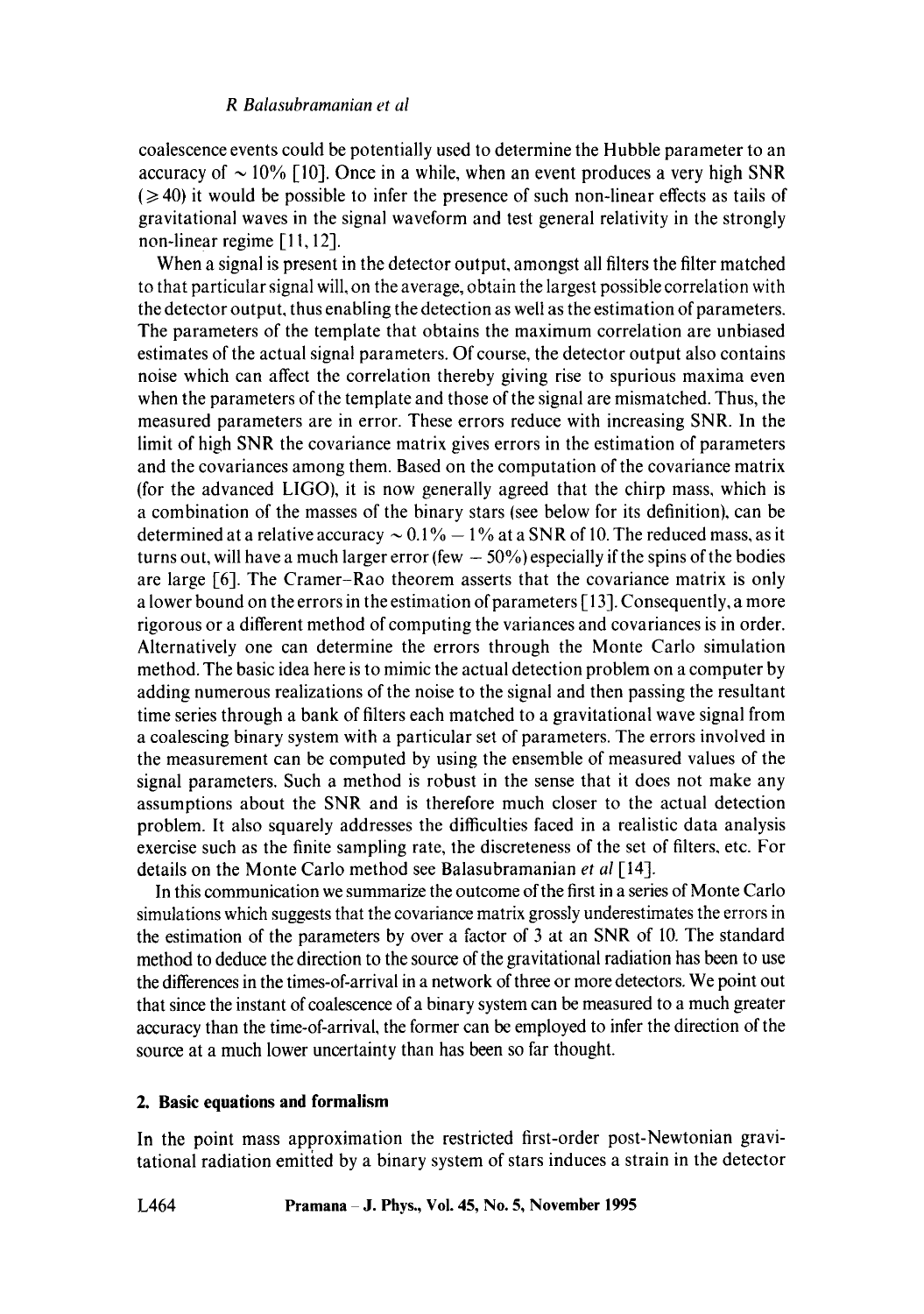coalescence events could be potentially used to determine the Hubble parameter to an accuracy of $\sim 10\%$ [10]. Once in a while, when an event produces a very high SNR ($\geqslant 40$) it would be possible to infer the presence of such non-linear effects as tails of gravitational waves in the signal waveform and test general relativity in the strongly non-linear regime [11, 12].

When a signal is present in the detector output, amongst all filters the filter matched to that particular signal will, on the average, obtain the largest possible correlation with the detector output, thus enabling the detection as well as the estimation of parameters. The parameters of the template that obtains the maximum correlation are unbiased estimates of the actual signal parameters. Of course, the detector output also contains noise which can affect the correlation thereby giving rise to spurious maxima even when the parameters of the template and those of the signal are mismatched. Thus, the measured parameters are in error. These errors reduce with increasing SNR. In the limit of high SNR the covariance matrix gives errors in the estimation of parameters and the covariances among them. Based on the computation of the covariance matrix (for the advanced LIGO), it is now generally agreed that the chirp mass, which is a combination of the masses of the binary stars (see below for its definition), can be determined at a relative accuracy $\sim 0.1\% - 1\%$ at a SNR of 10. The reduced mass, as it turns out, will have a much larger error (few $- 50\%$) especially if the spins of the bodies are large [6]. The Cramer–Rao theorem asserts that the covariance matrix is only a lower bound on the errors in the estimation of parameters [13]. Consequently, a more rigorous or a different method of computing the variances and covariances is in order. Alternatively one can determine the errors through the Monte Carlo simulation method. The basic idea here is to mimic the actual detection problem on a computer by adding numerous realizations of the noise to the signal and then passing the resultant time series through a bank of filters each matched to a gravitational wave signal from a coalescing binary system with a particular set of parameters. The errors involved in the measurement can be computed by using the ensemble of measured values of the signal parameters. Such a method is robust in the sense that it does not make any assumptions about the SNR and is therefore much closer to the actual detection problem. It also squarely addresses the difficulties faced in a realistic data analysis exercise such as the finite sampling rate, the discreteness of the set of filters, etc. For details on the Monte Carlo method see Balasubramanian *et al* [14].

In this communication we summarize the outcome of the first in a series of Monte Carlo simulations which suggests that the covariance matrix grossly underestimates the errors in the estimation of the parameters by over a factor of 3 at an SNR of 10. The standard method to deduce the direction to the source of the gravitational radiation has been to use the differences in the times-of-arrival in a network of three or more detectors. We point out that since the instant of coalescence of a binary system can be measured to a much greater accuracy than the time-of-arrival, the former can be employed to infer the direction of the source at a much lower uncertainty than has been so far thought.

## 2. Basic equations and formalism

In the point mass approximation the restricted first-order post-Newtonian gravitational radiation emitted by a binary system of stars induces a strain in the detector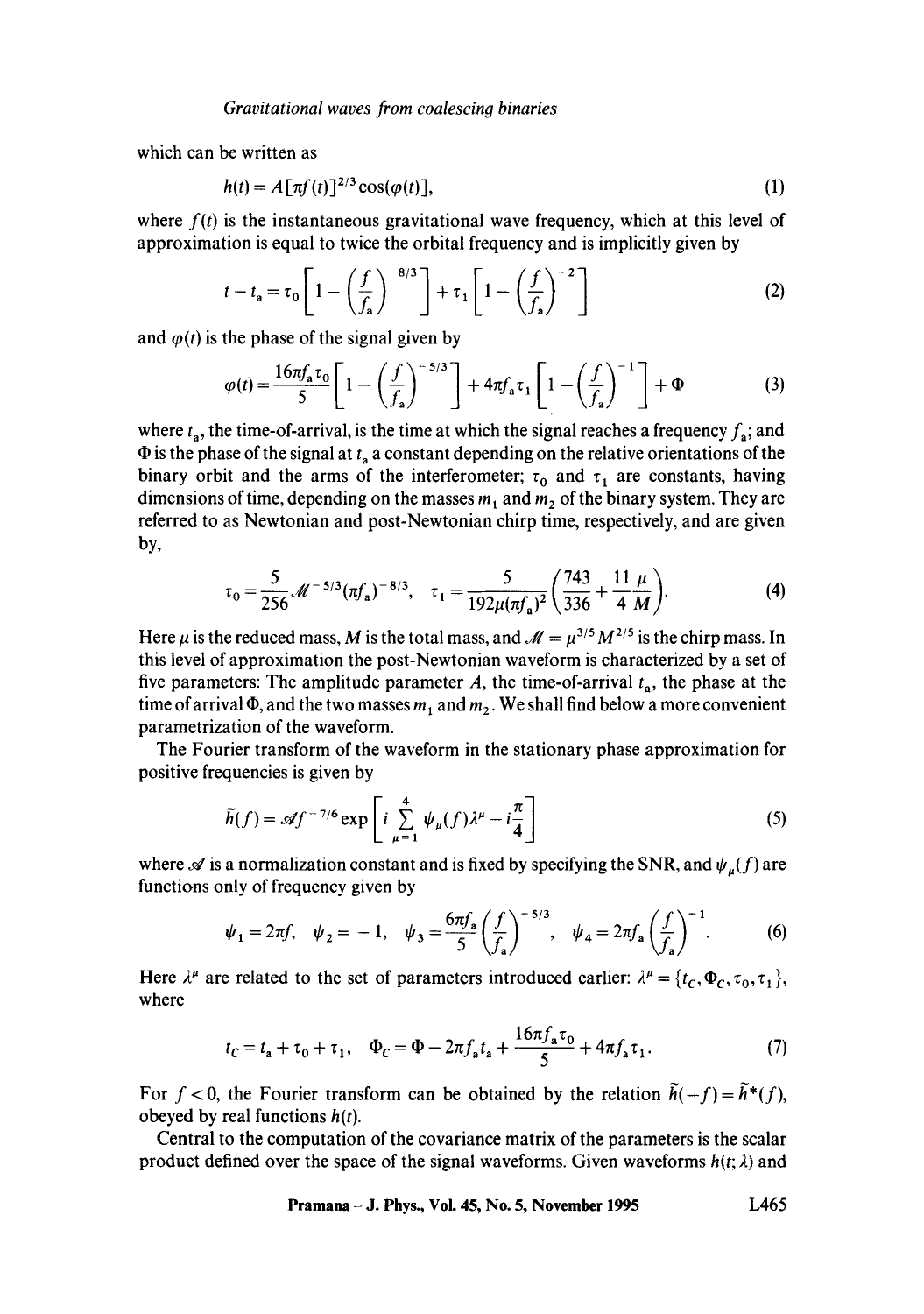which can be written as

$$h(t) = A[\pi f(t)]^{2/3}\cos(\varphi(t)), \tag{1}$$

where $f(t)$ is the instantaneous gravitational wave frequency, which at this level of approximation is equal to twice the orbital frequency and is implicitly given by

$$t - t_a = \tau_0\left[1 - \left(\frac{f}{f_a}\right)^{-8/3}\right] + \tau_1\left[1 - \left(\frac{f}{f_a}\right)^{-2}\right] \tag{2}$$

and $\varphi(t)$ is the phase of the signal given by

$$\varphi(t) = \frac{16\pi f_a \tau_0}{5}\left[1 - \left(\frac{f}{f_a}\right)^{-5/3}\right] + 4\pi f_a \tau_1\left[1 - \left(\frac{f}{f_a}\right)^{-1}\right] + \Phi \tag{3}$$

where $t_a$, the time-of-arrival, is the time at which the signal reaches a frequency $f_a$; and $\Phi$ is the phase of the signal at $t_a$ a constant depending on the relative orientations of the binary orbit and the arms of the interferometer; $\tau_0$ and $\tau_1$ are constants, having dimensions of time, depending on the masses $m_1$ and $m_2$ of the binary system. They are referred to as Newtonian and post-Newtonian chirp time, respectively, and are given by,

$$\tau_0 = \frac{5}{256}\mathcal{M}^{-5/3}(\pi f_a)^{-8/3}, \quad \tau_1 = \frac{5}{192\mu(\pi f_a)^2}\left(\frac{743}{336} + \frac{11}{4}\frac{\mu}{M}\right). \tag{4}$$

Here $\mu$ is the reduced mass, $M$ is the total mass, and $\mathcal{M} = \mu^{3/5}M^{2/5}$ is the chirp mass. In this level of approximation the post-Newtonian waveform is characterized by a set of five parameters: The amplitude parameter $A$, the time-of-arrival $t_a$, the phase at the time of arrival $\Phi$, and the two masses $m_1$ and $m_2$. We shall find below a more convenient parametrization of the waveform.

The Fourier transform of the waveform in the stationary phase approximation for positive frequencies is given by

$$\tilde{h}(f) = \mathscr{A} f^{-7/6}\exp\left[i\sum_{\mu=1}^{4}\psi_\mu(f)\lambda^\mu - i\frac{\pi}{4}\right] \tag{5}$$

where $\mathscr{A}$ is a normalization constant and is fixed by specifying the SNR, and $\psi_\mu(f)$ are functions only of frequency given by

$$\psi_1 = 2\pi f, \quad \psi_2 = -1, \quad \psi_3 = \frac{6\pi f_a}{5}\left(\frac{f}{f_a}\right)^{-5/3}, \quad \psi_4 = 2\pi f_a\left(\frac{f}{f_a}\right)^{-1}. \tag{6}$$

Here $\lambda^\mu$ are related to the set of parameters introduced earlier: $\lambda^\mu = \{t_C, \Phi_C, \tau_0, \tau_1\}$, where

$$t_C = t_a + \tau_0 + \tau_1, \quad \Phi_C = \Phi - 2\pi f_a t_a + \frac{16\pi f_a \tau_0}{5} + 4\pi f_a \tau_1. \tag{7}$$

For $f < 0$, the Fourier transform can be obtained by the relation $\tilde{h}(-f) = \tilde{h}^*(f)$, obeyed by real functions $h(t)$.

Central to the computation of the covariance matrix of the parameters is the scalar product defined over the space of the signal waveforms. Given waveforms $h(t;\lambda)$ and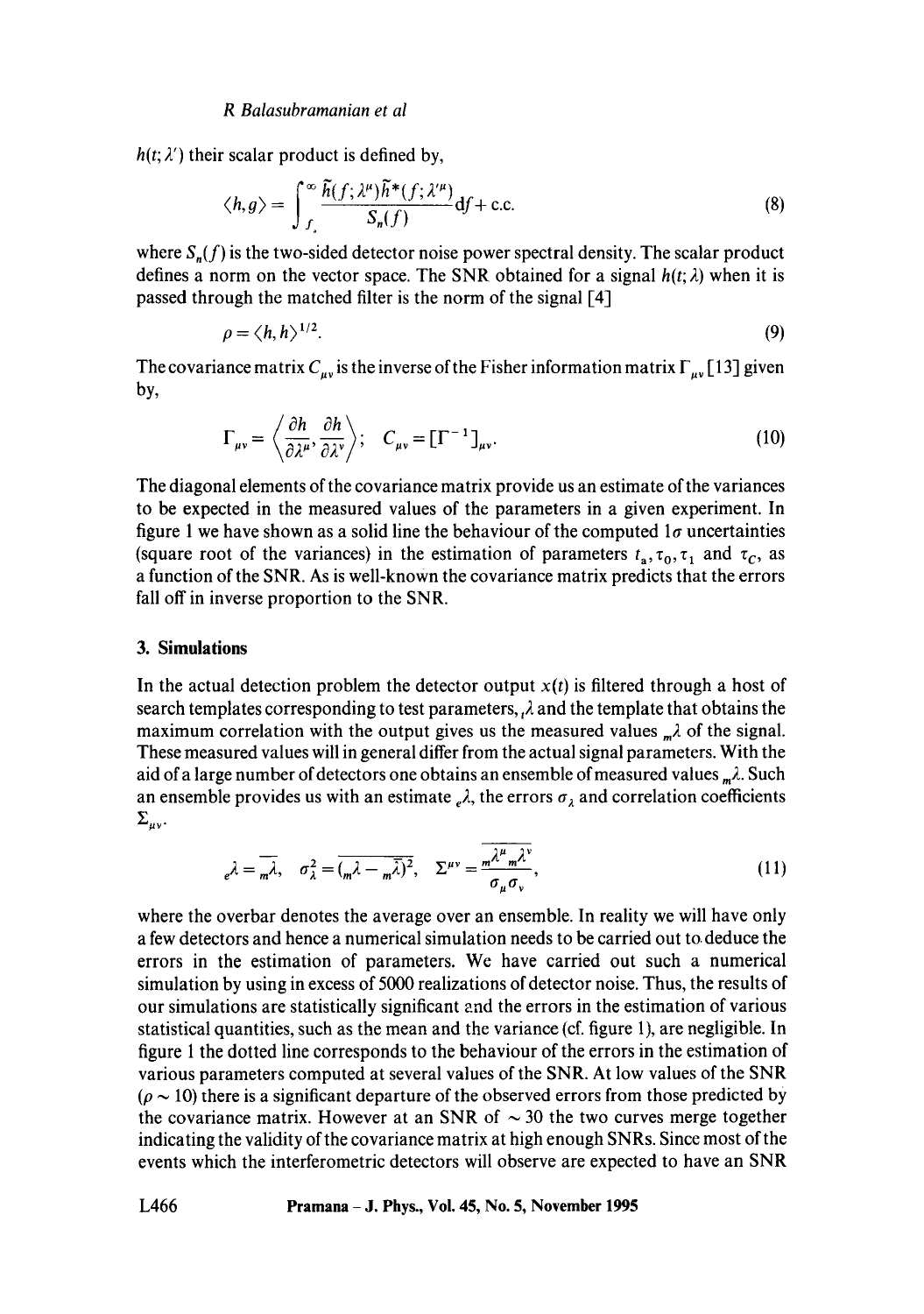$h(t;\lambda')$ their scalar product is defined by,

$$\langle h, g\rangle = \int_{f_a}^{\infty} \frac{\tilde{h}(f;\lambda^{\mu})\tilde{h}^{*}(f;\lambda'^{\mu})}{S_n(f)} \mathrm{d}f + \text{c.c.} \tag{8}$$

where $S_n(f)$ is the two-sided detector noise power spectral density. The scalar product defines a norm on the vector space. The SNR obtained for a signal $h(t;\lambda)$ when it is passed through the matched filter is the norm of the signal [4]

$$\rho = \langle h, h\rangle^{1/2}. \tag{9}$$

The covariance matrix $C_{\mu\nu}$ is the inverse of the Fisher information matrix $\Gamma_{\mu\nu}$ [13] given by,

$$\Gamma_{\mu\nu} = \left\langle \frac{\partial h}{\partial \lambda^{\mu}}, \frac{\partial h}{\partial \lambda^{\nu}} \right\rangle; \quad C_{\mu\nu} = [\Gamma^{-1}]_{\mu\nu}. \tag{10}$$

The diagonal elements of the covariance matrix provide us an estimate of the variances to be expected in the measured values of the parameters in a given experiment. In figure 1 we have shown as a solid line the behaviour of the computed $1\sigma$ uncertainties (square root of the variances) in the estimation of parameters $t_a, \tau_0, \tau_1$ and $\tau_C$, as a function of the SNR. As is well-known the covariance matrix predicts that the errors fall off in inverse proportion to the SNR.

## 3. Simulations

In the actual detection problem the detector output $x(t)$ is filtered through a host of search templates corresponding to test parameters, ${}_t\lambda$ and the template that obtains the maximum correlation with the output gives us the measured values ${}_m\lambda$ of the signal. These measured values will in general differ from the actual signal parameters. With the aid of a large number of detectors one obtains an ensemble of measured values ${}_m\lambda$. Such an ensemble provides us with an estimate ${}_e\lambda$, the errors $\sigma_\lambda$ and correlation coefficients $\Sigma_{\mu\nu}$.

$${}_e\lambda = \overline{{}_m\lambda}, \quad \sigma_\lambda^2 = \overline{({}_m\lambda - \overline{{}_m\lambda})^2}, \quad \Sigma^{\mu\nu} = \frac{\overline{{}_m\lambda^{\mu}\, {}_m\lambda^{\nu}}}{\sigma_\mu \sigma_\nu}, \tag{11}$$

where the overbar denotes the average over an ensemble. In reality we will have only a few detectors and hence a numerical simulation needs to be carried out to deduce the errors in the estimation of parameters. We have carried out such a numerical simulation by using in excess of 5000 realizations of detector noise. Thus, the results of our simulations are statistically significant and the errors in the estimation of various statistical quantities, such as the mean and the variance (cf. figure 1), are negligible. In figure 1 the dotted line corresponds to the behaviour of the errors in the estimation of various parameters computed at several values of the SNR. At low values of the SNR ($\rho \sim 10$) there is a significant departure of the observed errors from those predicted by the covariance matrix. However at an SNR of $\sim 30$ the two curves merge together indicating the validity of the covariance matrix at high enough SNRs. Since most of the events which the interferometric detectors will observe are expected to have an SNR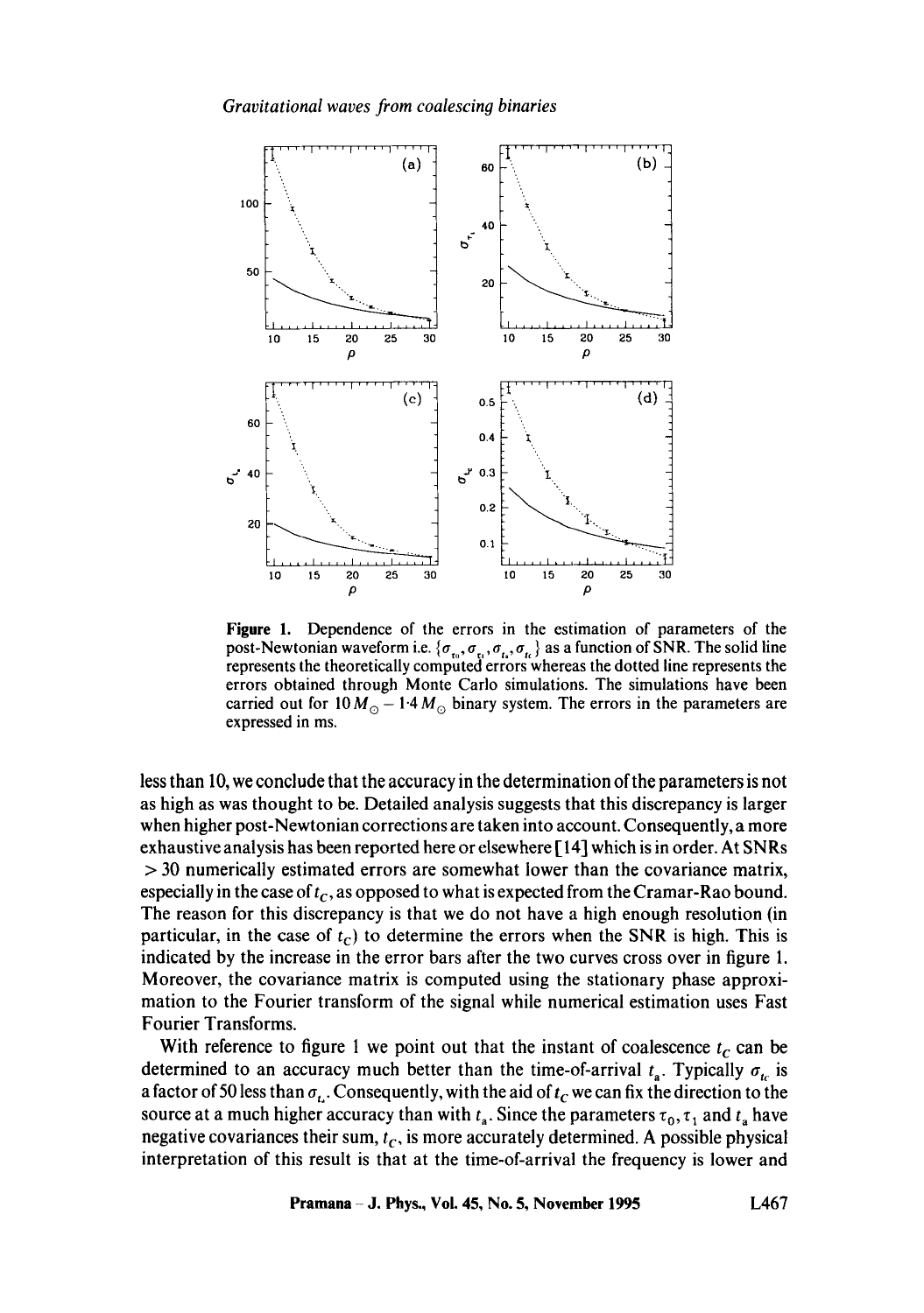**Figure 1.** Dependence of the errors in the estimation of parameters of the post-Newtonian waveform i.e. $\{\sigma_{\tau_0}, \sigma_{\tau_1}, \sigma_{t_a}, \sigma_{t_C}\}$ as a function of SNR. The solid line represents the theoretically computed errors whereas the dotted line represents the errors obtained through Monte Carlo simulations. The simulations have been carried out for $10\,M_\odot - 1{\cdot}4\,M_\odot$ binary system. The errors in the parameters are expressed in ms.

less than 10, we conclude that the accuracy in the determination of the parameters is not as high as was thought to be. Detailed analysis suggests that this discrepancy is larger when higher post-Newtonian corrections are taken into account. Consequently, a more exhaustive analysis has been reported here or elsewhere [14] which is in order. At SNRs $> 30$ numerically estimated errors are somewhat lower than the covariance matrix, especially in the case of $t_C$, as opposed to what is expected from the Cramar-Rao bound. The reason for this discrepancy is that we do not have a high enough resolution (in particular, in the case of $t_C$) to determine the errors when the SNR is high. This is indicated by the increase in the error bars after the two curves cross over in figure 1. Moreover, the covariance matrix is computed using the stationary phase approximation to the Fourier transform of the signal while numerical estimation uses Fast Fourier Transforms.

With reference to figure 1 we point out that the instant of coalescence $t_C$ can be determined to an accuracy much better than the time-of-arrival $t_a$. Typically $\sigma_{t_C}$ is a factor of 50 less than $\sigma_{t_a}$. Consequently, with the aid of $t_C$ we can fix the direction to the source at a much higher accuracy than with $t_a$. Since the parameters $\tau_0, \tau_1$ and $t_a$ have negative covariances their sum, $t_C$, is more accurately determined. A possible physical interpretation of this result is that at the time-of-arrival the frequency is lower and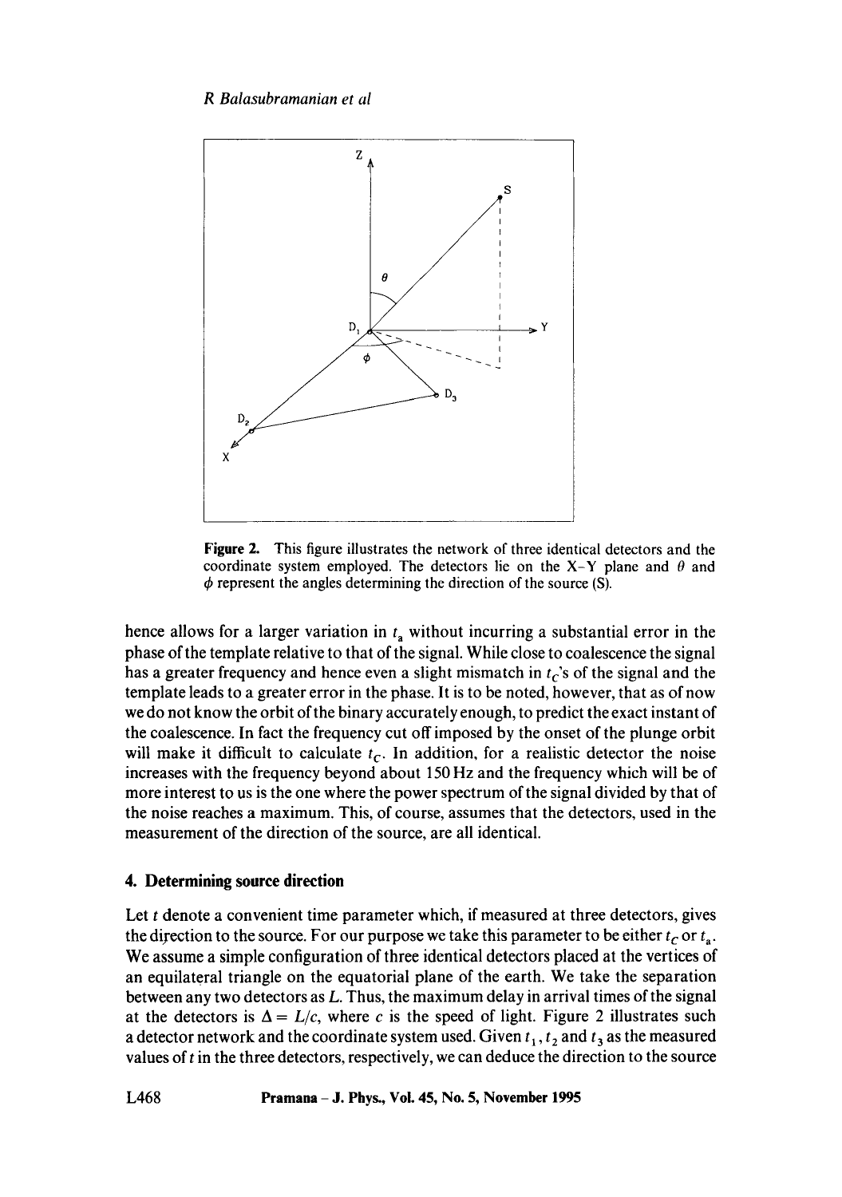Figure 2. This figure illustrates the network of three identical detectors and the coordinate system employed. The detectors lie on the X–Y plane and $\theta$ and $\phi$ represent the angles determining the direction of the source (S).

hence allows for a larger variation in $t_a$ without incurring a substantial error in the phase of the template relative to that of the signal. While close to coalescence the signal has a greater frequency and hence even a slight mismatch in $t_C$'s of the signal and the template leads to a greater error in the phase. It is to be noted, however, that as of now we do not know the orbit of the binary accurately enough, to predict the exact instant of the coalescence. In fact the frequency cut off imposed by the onset of the plunge orbit will make it difficult to calculate $t_C$. In addition, for a realistic detector the noise increases with the frequency beyond about 150 Hz and the frequency which will be of more interest to us is the one where the power spectrum of the signal divided by that of the noise reaches a maximum. This, of course, assumes that the detectors, used in the measurement of the direction of the source, are all identical.

## 4. Determining source direction

Let $t$ denote a convenient time parameter which, if measured at three detectors, gives the direction to the source. For our purpose we take this parameter to be either $t_C$ or $t_a$. We assume a simple configuration of three identical detectors placed at the vertices of an equilateral triangle on the equatorial plane of the earth. We take the separation between any two detectors as $L$. Thus, the maximum delay in arrival times of the signal at the detectors is $\Delta = L/c$, where $c$ is the speed of light. Figure 2 illustrates such a detector network and the coordinate system used. Given $t_1$, $t_2$ and $t_3$ as the measured values of $t$ in the three detectors, respectively, we can deduce the direction to the source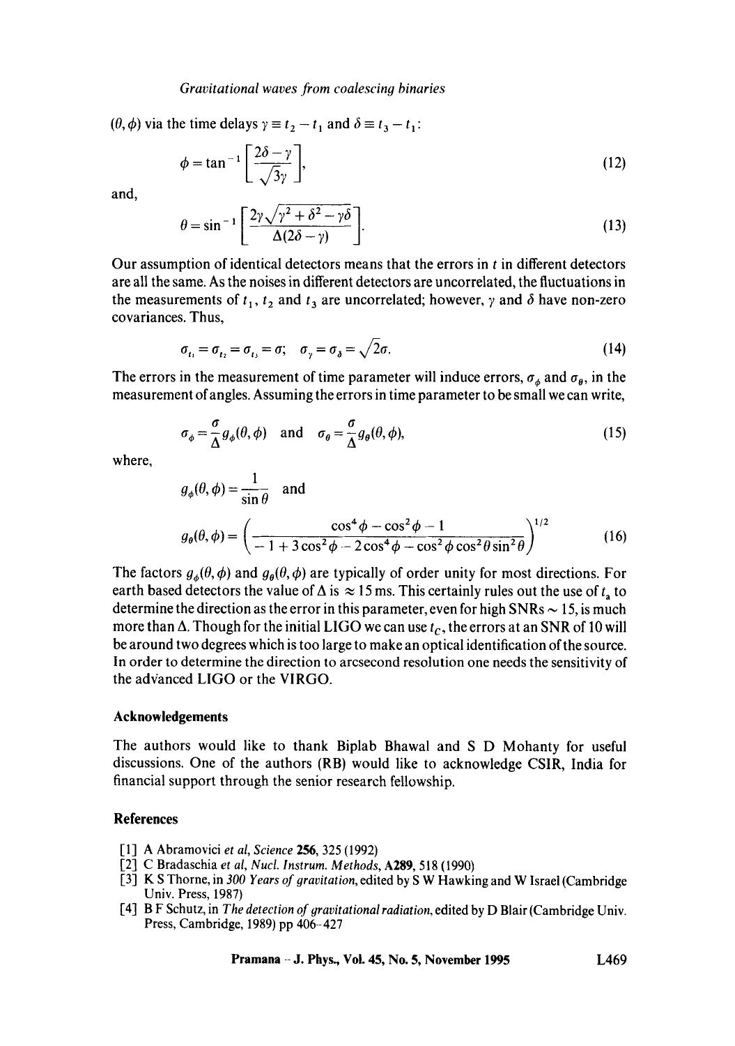$(\theta, \phi)$ via the time delays $\gamma \equiv t_2 - t_1$ and $\delta \equiv t_3 - t_1$:

$$\phi = \tan^{-1}\left[\frac{2\delta - \gamma}{\sqrt{3}\gamma}\right], \tag{12}$$

and,

$$\theta = \sin^{-1}\left[\frac{2\gamma\sqrt{\gamma^2 + \delta^2 - \gamma\delta}}{\Delta(2\delta - \gamma)}\right]. \tag{13}$$

Our assumption of identical detectors means that the errors in $t$ in different detectors are all the same. As the noises in different detectors are uncorrelated, the fluctuations in the measurements of $t_1$, $t_2$ and $t_3$ are uncorrelated; however, $\gamma$ and $\delta$ have non-zero covariances. Thus,

$$\sigma_{t_1} = \sigma_{t_2} = \sigma_{t_3} = \sigma; \quad \sigma_\gamma = \sigma_\delta = \sqrt{2}\sigma. \tag{14}$$

The errors in the measurement of time parameter will induce errors, $\sigma_\phi$ and $\sigma_\theta$, in the measurement of angles. Assuming the errors in time parameter to be small we can write,

$$\sigma_\phi = \frac{\sigma}{\Delta} g_\phi(\theta, \phi) \quad \text{and} \quad \sigma_\theta = \frac{\sigma}{\Delta} g_\theta(\theta, \phi), \tag{15}$$

where,

$$g_\phi(\theta, \phi) = \frac{1}{\sin\theta} \quad \text{and}$$

$$g_\theta(\theta, \phi) = \left(\frac{\cos^4\phi - \cos^2\phi - 1}{-1 + 3\cos^2\phi - 2\cos^4\phi - \cos^2\phi\cos^2\theta\sin^2\theta}\right)^{1/2} \tag{16}$$

The factors $g_\phi(\theta, \phi)$ and $g_\theta(\theta, \phi)$ are typically of order unity for most directions. For earth based detectors the value of $\Delta$ is $\approx 15$ ms. This certainly rules out the use of $t_a$ to determine the direction as the error in this parameter, even for high SNRs $\sim 15$, is much more than $\Delta$. Though for the initial LIGO we can use $t_C$, the errors at an SNR of 10 will be around two degrees which is too large to make an optical identification of the source. In order to determine the direction to arcsecond resolution one needs the sensitivity of the advanced LIGO or the VIRGO.

## Acknowledgements

The authors would like to thank Biplab Bhawal and S D Mohanty for useful discussions. One of the authors (RB) would like to acknowledge CSIR, India for financial support through the senior research fellowship.

## References

[1] A Abramovici *et al*, *Science* **256**, 325 (1992)

[2] C Bradaschia *et al*, *Nucl. Instrum. Methods*, **A289**, 518 (1990)

[3] K S Thorne, in *300 Years of gravitation*, edited by S W Hawking and W Israel (Cambridge Univ. Press, 1987)

[4] B F Schutz, in *The detection of gravitational radiation*, edited by D Blair (Cambridge Univ. Press, Cambridge, 1989) pp 406–427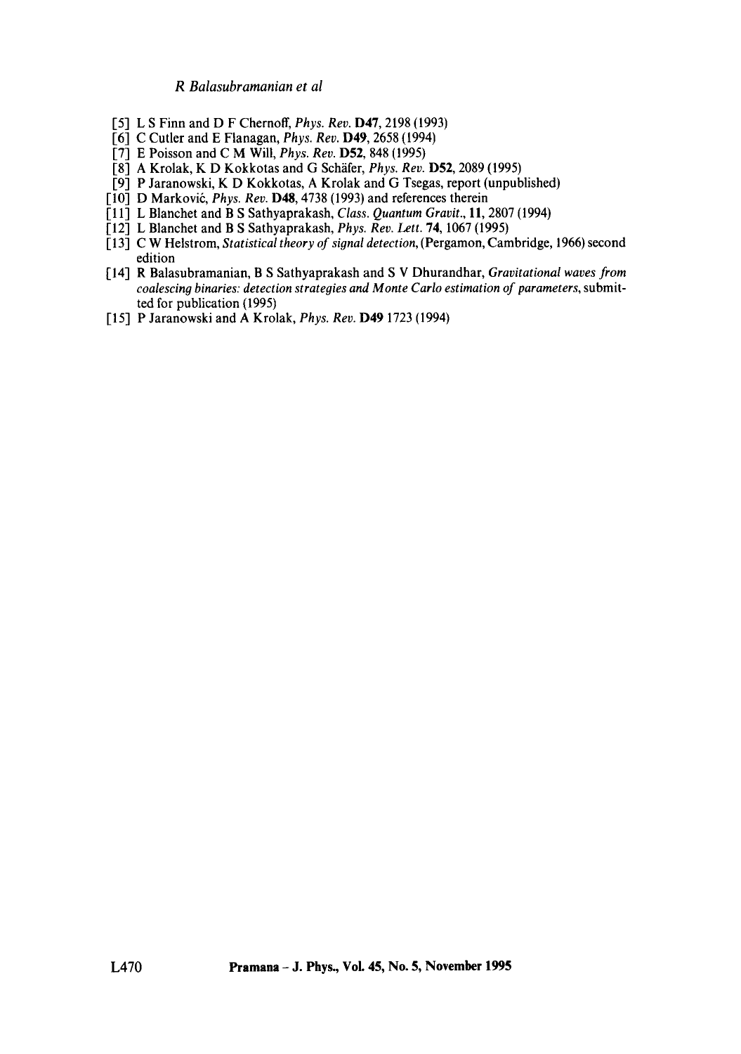[5] L S Finn and D F Chernoff, *Phys. Rev.* **D47**, 2198 (1993)

[6] C Cutler and E Flanagan, *Phys. Rev.* **D49**, 2658 (1994)

[7] E Poisson and C M Will, *Phys. Rev.* **D52**, 848 (1995)

[8] A Krolak, K D Kokkotas and G Schäfer, *Phys. Rev.* **D52**, 2089 (1995)

[9] P Jaranowski, K D Kokkotas, A Krolak and G Tsegas, report (unpublished)

[10] D Marković, *Phys. Rev.* **D48**, 4738 (1993) and references therein

[11] L Blanchet and B S Sathyaprakash, *Class. Quantum Gravit.*, **11**, 2807 (1994)

[12] L Blanchet and B S Sathyaprakash, *Phys. Rev. Lett.* **74**, 1067 (1995)

[13] C W Helstrom, *Statistical theory of signal detection*, (Pergamon, Cambridge, 1966) second edition

[14] R Balasubramanian, B S Sathyaprakash and S V Dhurandhar, *Gravitational waves from coalescing binaries: detection strategies and Monte Carlo estimation of parameters*, submitted for publication (1995)

[15] P Jaranowski and A Krolak, *Phys. Rev.* **D49** 1723 (1994)